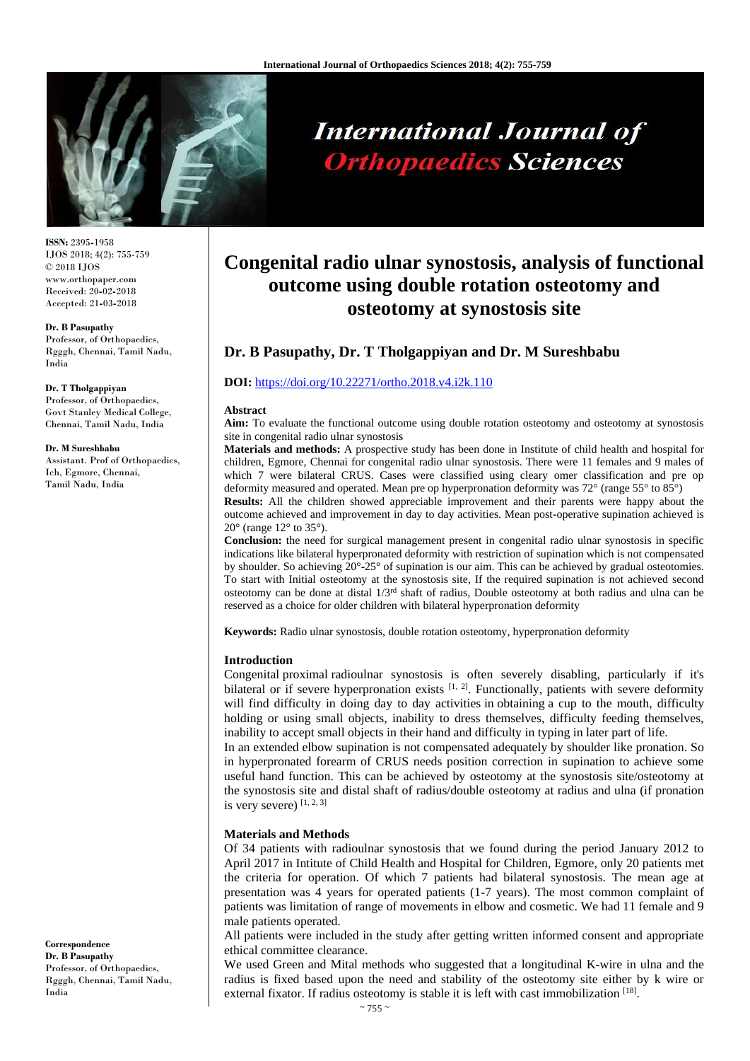# Congenital radio ulnar synostosis, analysis of functional outcome using double rotation osteotomy and osteotomy at synostosis site

**Dr. B Pasupathy, Dr. T Tholgappiyan and Dr. M Sureshbabu**

**DOI:** https://doi.org/10.22271/ortho.2018.v4.i2k.110

**ISSN:** 2395-1958
IJOS 2018; 4(2): 755-759
© 2018 IJOS
www.orthopaper.com
Received: 20-02-2018
Accepted: 21-03-2018

**Dr. B Pasupathy**
Professor, of Orthopaedics, Rgggh, Chennai, Tamil Nadu, India

**Dr. T Tholgappiyan**
Professor, of Orthopaedics, Govt Stanley Medical College, Chennai, Tamil Nadu, India

**Dr. M Sureshbabu**
Assistant. Prof of Orthopaedics, Ich, Egmore, Chennai, Tamil Nadu, India

**Correspondence**
**Dr. B Pasupathy**
Professor, of Orthopaedics, Rgggh, Chennai, Tamil Nadu, India

### Abstract

**Aim:** To evaluate the functional outcome using double rotation osteotomy and osteotomy at synostosis site in congenital radio ulnar synostosis

**Materials and methods:** A prospective study has been done in Institute of child health and hospital for children, Egmore, Chennai for congenital radio ulnar synostosis. There were 11 females and 9 males of which 7 were bilateral CRUS. Cases were classified using cleary omer classification and pre op deformity measured and operated. Mean pre op hyperpronation deformity was 72° (range 55° to 85°)

**Results:** All the children showed appreciable improvement and their parents were happy about the outcome achieved and improvement in day to day activities. Mean post-operative supination achieved is 20° (range 12° to 35°).

**Conclusion:** the need for surgical management present in congenital radio ulnar synostosis in specific indications like bilateral hyperpronated deformity with restriction of supination which is not compensated by shoulder. So achieving 20°-25° of supination is our aim. This can be achieved by gradual osteotomies. To start with Initial osteotomy at the synostosis site, If the required supination is not achieved second osteotomy can be done at distal 1/3rd shaft of radius, Double osteotomy at both radius and ulna can be reserved as a choice for older children with bilateral hyperpronation deformity

**Keywords:** Radio ulnar synostosis, double rotation osteotomy, hyperpronation deformity

### Introduction

Congenital proximal radioulnar synostosis is often severely disabling, particularly if it's bilateral or if severe hyperpronation exists [1, 2]. Functionally, patients with severe deformity will find difficulty in doing day to day activities in obtaining a cup to the mouth, difficulty holding or using small objects, inability to dress themselves, difficulty feeding themselves, inability to accept small objects in their hand and difficulty in typing in later part of life.

In an extended elbow supination is not compensated adequately by shoulder like pronation. So in hyperpronated forearm of CRUS needs position correction in supination to achieve some useful hand function. This can be achieved by osteotomy at the synostosis site/osteotomy at the synostosis site and distal shaft of radius/double osteotomy at radius and ulna (if pronation is very severe) [1, 2, 3]

### Materials and Methods

Of 34 patients with radioulnar synostosis that we found during the period January 2012 to April 2017 in Intitute of Child Health and Hospital for Children, Egmore, only 20 patients met the criteria for operation. Of which 7 patients had bilateral synostosis. The mean age at presentation was 4 years for operated patients (1-7 years). The most common complaint of patients was limitation of range of movements in elbow and cosmetic. We had 11 female and 9 male patients operated.

All patients were included in the study after getting written informed consent and appropriate ethical committee clearance.

We used Green and Mital methods who suggested that a longitudinal K-wire in ulna and the radius is fixed based upon the need and stability of the osteotomy site either by k wire or external fixator. If radius osteotomy is stable it is left with cast immobilization [18].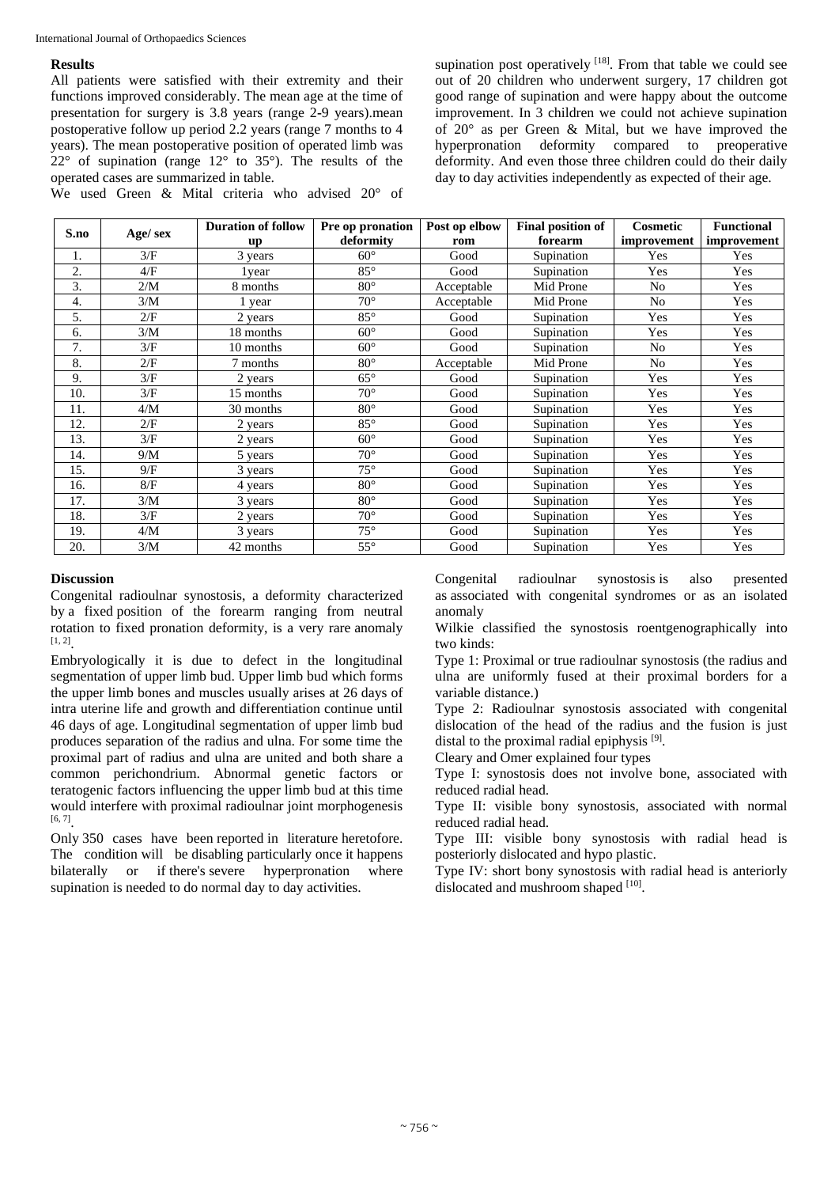### Results

All patients were satisfied with their extremity and their functions improved considerably. The mean age at the time of presentation for surgery is 3.8 years (range 2-9 years).mean postoperative follow up period 2.2 years (range 7 months to 4 years). The mean postoperative position of operated limb was 22° of supination (range 12° to 35°). The results of the operated cases are summarized in table.

We used Green & Mital criteria who advised 20° of supination post operatively [18]. From that table we could see out of 20 children who underwent surgery, 17 children got good range of supination and were happy about the outcome improvement. In 3 children we could not achieve supination of 20° as per Green & Mital, but we have improved the hyperpronation deformity compared to preoperative deformity. And even those three children could do their daily day to day activities independently as expected of their age.

| S.no | Age/ sex | Duration of follow up | Pre op pronation deformity | Post op elbow rom | Final position of forearm | Cosmetic improvement | Functional improvement |
|---|---|---|---|---|---|---|---|
| 1. | 3/F | 3 years | 60° | Good | Supination | Yes | Yes |
| 2. | 4/F | 1year | 85° | Good | Supination | Yes | Yes |
| 3. | 2/M | 8 months | 80° | Acceptable | Mid Prone | No | Yes |
| 4. | 3/M | 1 year | 70° | Acceptable | Mid Prone | No | Yes |
| 5. | 2/F | 2 years | 85° | Good | Supination | Yes | Yes |
| 6. | 3/M | 18 months | 60° | Good | Supination | Yes | Yes |
| 7. | 3/F | 10 months | 60° | Good | Supination | No | Yes |
| 8. | 2/F | 7 months | 80° | Acceptable | Mid Prone | No | Yes |
| 9. | 3/F | 2 years | 65° | Good | Supination | Yes | Yes |
| 10. | 3/F | 15 months | 70° | Good | Supination | Yes | Yes |
| 11. | 4/M | 30 months | 80° | Good | Supination | Yes | Yes |
| 12. | 2/F | 2 years | 85° | Good | Supination | Yes | Yes |
| 13. | 3/F | 2 years | 60° | Good | Supination | Yes | Yes |
| 14. | 9/M | 5 years | 70° | Good | Supination | Yes | Yes |
| 15. | 9/F | 3 years | 75° | Good | Supination | Yes | Yes |
| 16. | 8/F | 4 years | 80° | Good | Supination | Yes | Yes |
| 17. | 3/M | 3 years | 80° | Good | Supination | Yes | Yes |
| 18. | 3/F | 2 years | 70° | Good | Supination | Yes | Yes |
| 19. | 4/M | 3 years | 75° | Good | Supination | Yes | Yes |
| 20. | 3/M | 42 months | 55° | Good | Supination | Yes | Yes |

### Discussion

Congenital radioulnar synostosis, a deformity characterized by a fixed position of the forearm ranging from neutral rotation to fixed pronation deformity, is a very rare anomaly [1, 2].

Embryologically it is due to defect in the longitudinal segmentation of upper limb bud. Upper limb bud which forms the upper limb bones and muscles usually arises at 26 days of intra uterine life and growth and differentiation continue until 46 days of age. Longitudinal segmentation of upper limb bud produces separation of the radius and ulna. For some time the proximal part of radius and ulna are united and both share a common perichondrium. Abnormal genetic factors or teratogenic factors influencing the upper limb bud at this time would interfere with proximal radioulnar joint morphogenesis [6, 7].

Only 350 cases have been reported in literature heretofore. The condition will be disabling particularly once it happens bilaterally or if there's severe hyperpronation where supination is needed to do normal day to day activities.

Congenital radioulnar synostosis is also presented as associated with congenital syndromes or as an isolated anomaly

Wilkie classified the synostosis roentgenographically into two kinds:

Type 1: Proximal or true radioulnar synostosis (the radius and ulna are uniformly fused at their proximal borders for a variable distance.)

Type 2: Radioulnar synostosis associated with congenital dislocation of the head of the radius and the fusion is just distal to the proximal radial epiphysis [9].

Cleary and Omer explained four types

Type I: synostosis does not involve bone, associated with reduced radial head.

Type II: visible bony synostosis, associated with normal reduced radial head.

Type III: visible bony synostosis with radial head is posteriorly dislocated and hypo plastic.

Type IV: short bony synostosis with radial head is anteriorly dislocated and mushroom shaped [10].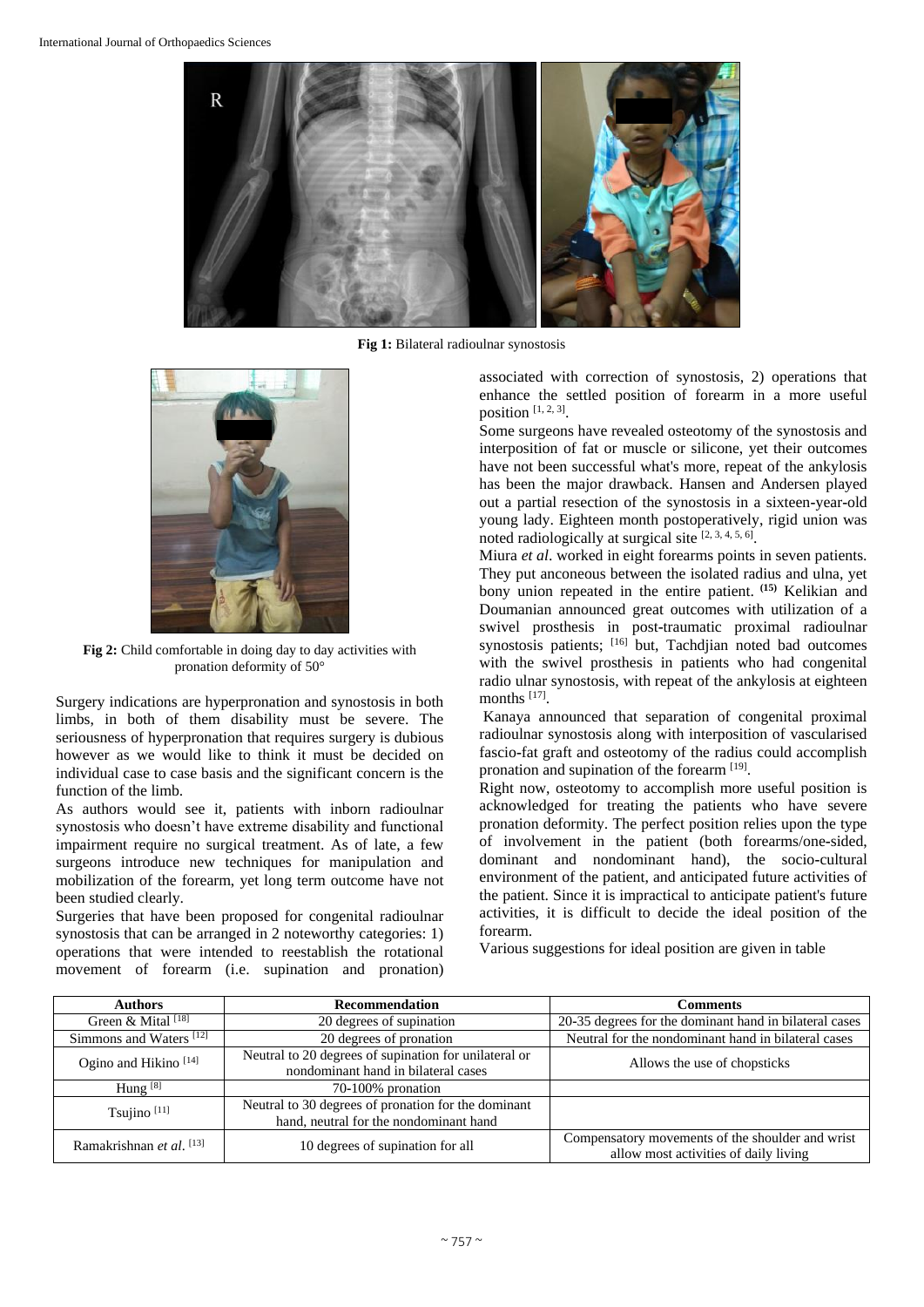Fig 1: Bilateral radioulnar synostosis

Fig 2: Child comfortable in doing day to day activities with pronation deformity of 50°

Surgery indications are hyperpronation and synostosis in both limbs, in both of them disability must be severe. The seriousness of hyperpronation that requires surgery is dubious however as we would like to think it must be decided on individual case to case basis and the significant concern is the function of the limb.

As authors would see it, patients with inborn radioulnar synostosis who doesn't have extreme disability and functional impairment require no surgical treatment. As of late, a few surgeons introduce new techniques for manipulation and mobilization of the forearm, yet long term outcome have not been studied clearly.

Surgeries that have been proposed for congenital radioulnar synostosis that can be arranged in 2 noteworthy categories: 1) operations that were intended to reestablish the rotational movement of forearm (i.e. supination and pronation) associated with correction of synostosis, 2) operations that enhance the settled position of forearm in a more useful position [1, 2, 3].

Some surgeons have revealed osteotomy of the synostosis and interposition of fat or muscle or silicone, yet their outcomes have not been successful what's more, repeat of the ankylosis has been the major drawback. Hansen and Andersen played out a partial resection of the synostosis in a sixteen-year-old young lady. Eighteen month postoperatively, rigid union was noted radiologically at surgical site [2, 3, 4, 5, 6].

Miura *et al*. worked in eight forearms points in seven patients. They put anconeous between the isolated radius and ulna, yet bony union repeated in the entire patient. (15) Kelikian and Doumanian announced great outcomes with utilization of a swivel prosthesis in post-traumatic proximal radioulnar synostosis patients; [16] but, Tachdjian noted bad outcomes with the swivel prosthesis in patients who had congenital radio ulnar synostosis, with repeat of the ankylosis at eighteen months [17].

Kanaya announced that separation of congenital proximal radioulnar synostosis along with interposition of vascularised fascio-fat graft and osteotomy of the radius could accomplish pronation and supination of the forearm [19].

Right now, osteotomy to accomplish more useful position is acknowledged for treating the patients who have severe pronation deformity. The perfect position relies upon the type of involvement in the patient (both forearms/one-sided, dominant and nondominant hand), the socio-cultural environment of the patient, and anticipated future activities of the patient. Since it is impractical to anticipate patient's future activities, it is difficult to decide the ideal position of the forearm.

Various suggestions for ideal position are given in table

| Authors | Recommendation | Comments |
|---|---|---|
| Green & Mital [18] | 20 degrees of supination | 20-35 degrees for the dominant hand in bilateral cases |
| Simmons and Waters [12] | 20 degrees of pronation | Neutral for the nondominant hand in bilateral cases |
| Ogino and Hikino [14] | Neutral to 20 degrees of supination for unilateral or nondominant hand in bilateral cases | Allows the use of chopsticks |
| Hung [8] | 70-100% pronation | |
| Tsujino [11] | Neutral to 30 degrees of pronation for the dominant hand, neutral for the nondominant hand | |
| Ramakrishnan *et al*. [13] | 10 degrees of supination for all | Compensatory movements of the shoulder and wrist allow most activities of daily living |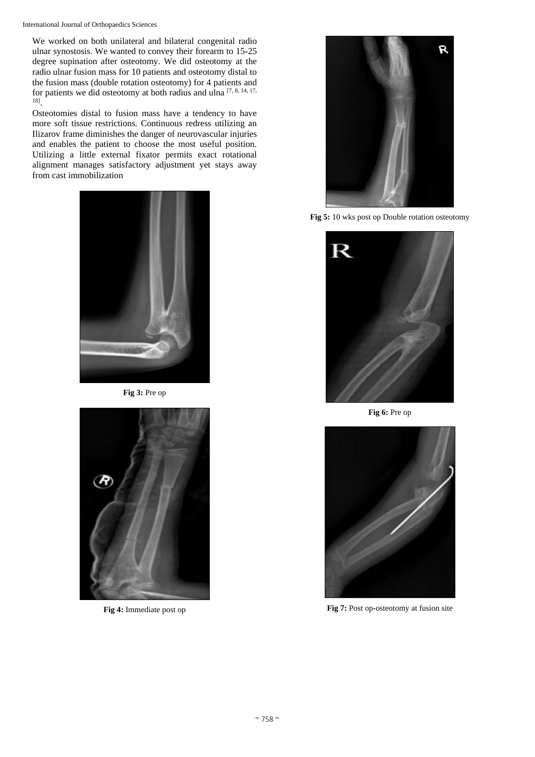We worked on both unilateral and bilateral congenital radio ulnar synostosis. We wanted to convey their forearm to 15-25 degree supination after osteotomy. We did osteotomy at the radio ulnar fusion mass for 10 patients and osteotomy distal to the fusion mass (double rotation osteotomy) for 4 patients and for patients we did osteotomy at both radius and ulna [7, 8, 14, 17, 18].

Osteotomies distal to fusion mass have a tendency to have more soft tissue restrictions. Continuous redress utilizing an Ilizarov frame diminishes the danger of neurovascular injuries and enables the patient to choose the most useful position. Utilizing a little external fixator permits exact rotational alignment manages satisfactory adjustment yet stays away from cast immobilization

**Fig 3:** Pre op

**Fig 4:** Immediate post op

**Fig 5:** 10 wks post op Double rotation osteotomy

**Fig 6:** Pre op

**Fig 7:** Post op-osteotomy at fusion site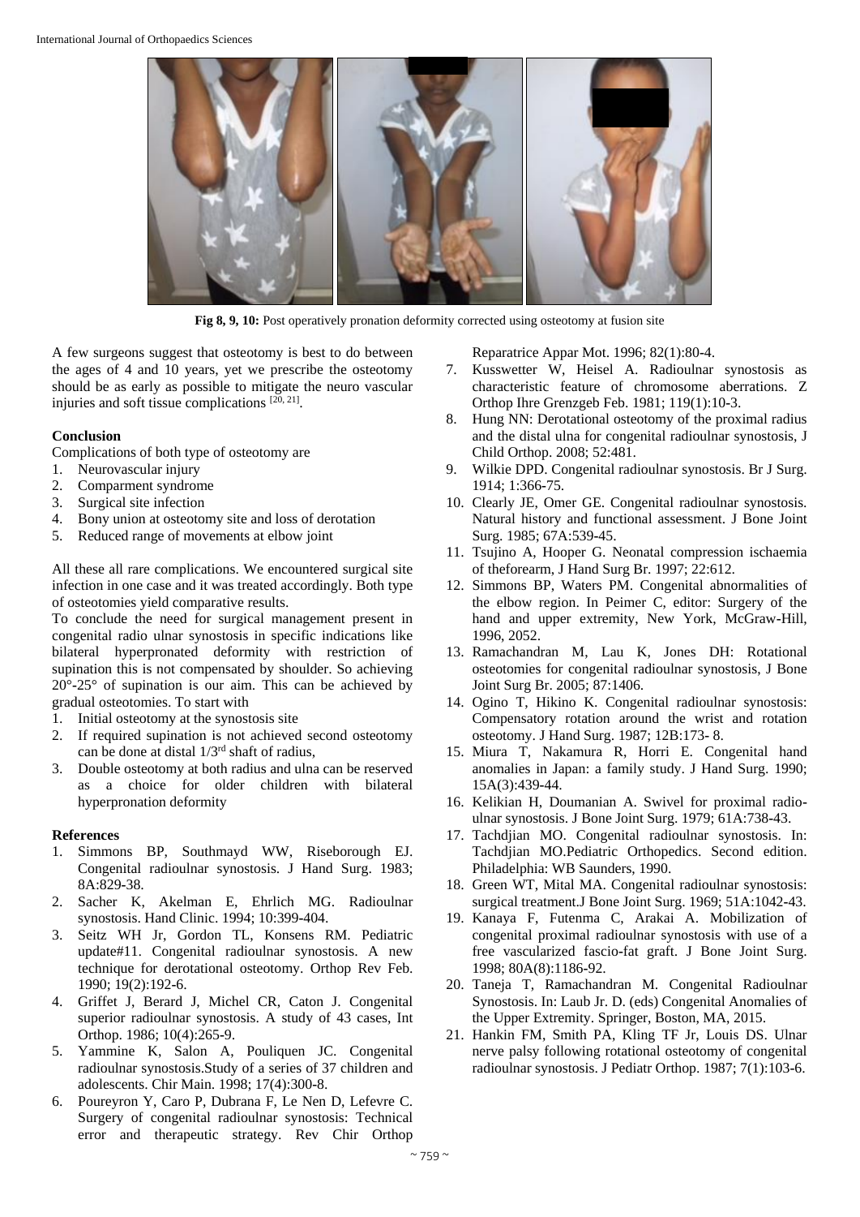**Fig 8, 9, 10:** Post operatively pronation deformity corrected using osteotomy at fusion site

A few surgeons suggest that osteotomy is best to do between the ages of 4 and 10 years, yet we prescribe the osteotomy should be as early as possible to mitigate the neuro vascular injuries and soft tissue complications [20, 21].

## Conclusion

Complications of both type of osteotomy are

1. Neurovascular injury
2. Comparment syndrome
3. Surgical site infection
4. Bony union at osteotomy site and loss of derotation
5. Reduced range of movements at elbow joint

All these all rare complications. We encountered surgical site infection in one case and it was treated accordingly. Both type of osteotomies yield comparative results.

To conclude the need for surgical management present in congenital radio ulnar synostosis in specific indications like bilateral hyperpronated deformity with restriction of supination this is not compensated by shoulder. So achieving 20°-25° of supination is our aim. This can be achieved by gradual osteotomies. To start with

1. Initial osteotomy at the synostosis site
2. If required supination is not achieved second osteotomy can be done at distal 1/3rd shaft of radius,
3. Double osteotomy at both radius and ulna can be reserved as a choice for older children with bilateral hyperpronation deformity

## References

1. Simmons BP, Southmayd WW, Riseborough EJ. Congenital radioulnar synostosis. J Hand Surg. 1983; 8A:829-38.
2. Sacher K, Akelman E, Ehrlich MG. Radioulnar synostosis. Hand Clinic. 1994; 10:399-404.
3. Seitz WH Jr, Gordon TL, Konsens RM. Pediatric update#11. Congenital radioulnar synostosis. A new technique for derotational osteotomy. Orthop Rev Feb. 1990; 19(2):192-6.
4. Griffet J, Berard J, Michel CR, Caton J. Congenital superior radioulnar synostosis. A study of 43 cases, Int Orthop. 1986; 10(4):265-9.
5. Yammine K, Salon A, Pouliquen JC. Congenital radioulnar synostosis.Study of a series of 37 children and adolescents. Chir Main. 1998; 17(4):300-8.
6. Poureyron Y, Caro P, Dubrana F, Le Nen D, Lefevre C. Surgery of congenital radioulnar synostosis: Technical error and therapeutic strategy. Rev Chir Orthop Reparatrice Appar Mot. 1996; 82(1):80-4.
7. Kusswetter W, Heisel A. Radioulnar synostosis as characteristic feature of chromosome aberrations. Z Orthop Ihre Grenzgeb Feb. 1981; 119(1):10-3.
8. Hung NN: Derotational osteotomy of the proximal radius and the distal ulna for congenital radioulnar synostosis, J Child Orthop. 2008; 52:481.
9. Wilkie DPD. Congenital radioulnar synostosis. Br J Surg. 1914; 1:366-75.
10. Clearly JE, Omer GE. Congenital radioulnar synostosis. Natural history and functional assessment. J Bone Joint Surg. 1985; 67A:539-45.
11. Tsujino A, Hooper G. Neonatal compression ischaemia of theforearm, J Hand Surg Br. 1997; 22:612.
12. Simmons BP, Waters PM. Congenital abnormalities of the elbow region. In Peimer C, editor: Surgery of the hand and upper extremity, New York, McGraw-Hill, 1996, 2052.
13. Ramachandran M, Lau K, Jones DH: Rotational osteotomies for congenital radioulnar synostosis, J Bone Joint Surg Br. 2005; 87:1406.
14. Ogino T, Hikino K. Congenital radioulnar synostosis: Compensatory rotation around the wrist and rotation osteotomy. J Hand Surg. 1987; 12B:173- 8.
15. Miura T, Nakamura R, Horri E. Congenital hand anomalies in Japan: a family study. J Hand Surg. 1990; 15A(3):439-44.
16. Kelikian H, Doumanian A. Swivel for proximal radio-ulnar synostosis. J Bone Joint Surg. 1979; 61A:738-43.
17. Tachdjian MO. Congenital radioulnar synostosis. In: Tachdjian MO.Pediatric Orthopedics. Second edition. Philadelphia: WB Saunders, 1990.
18. Green WT, Mital MA. Congenital radioulnar synostosis: surgical treatment.J Bone Joint Surg. 1969; 51A:1042-43.
19. Kanaya F, Futenma C, Arakai A. Mobilization of congenital proximal radioulnar synostosis with use of a free vascularized fascio-fat graft. J Bone Joint Surg. 1998; 80A(8):1186-92.
20. Taneja T, Ramachandran M. Congenital Radioulnar Synostosis. In: Laub Jr. D. (eds) Congenital Anomalies of the Upper Extremity. Springer, Boston, MA, 2015.
21. Hankin FM, Smith PA, Kling TF Jr, Louis DS. Ulnar nerve palsy following rotational osteotomy of congenital radioulnar synostosis. J Pediatr Orthop. 1987; 7(1):103-6.